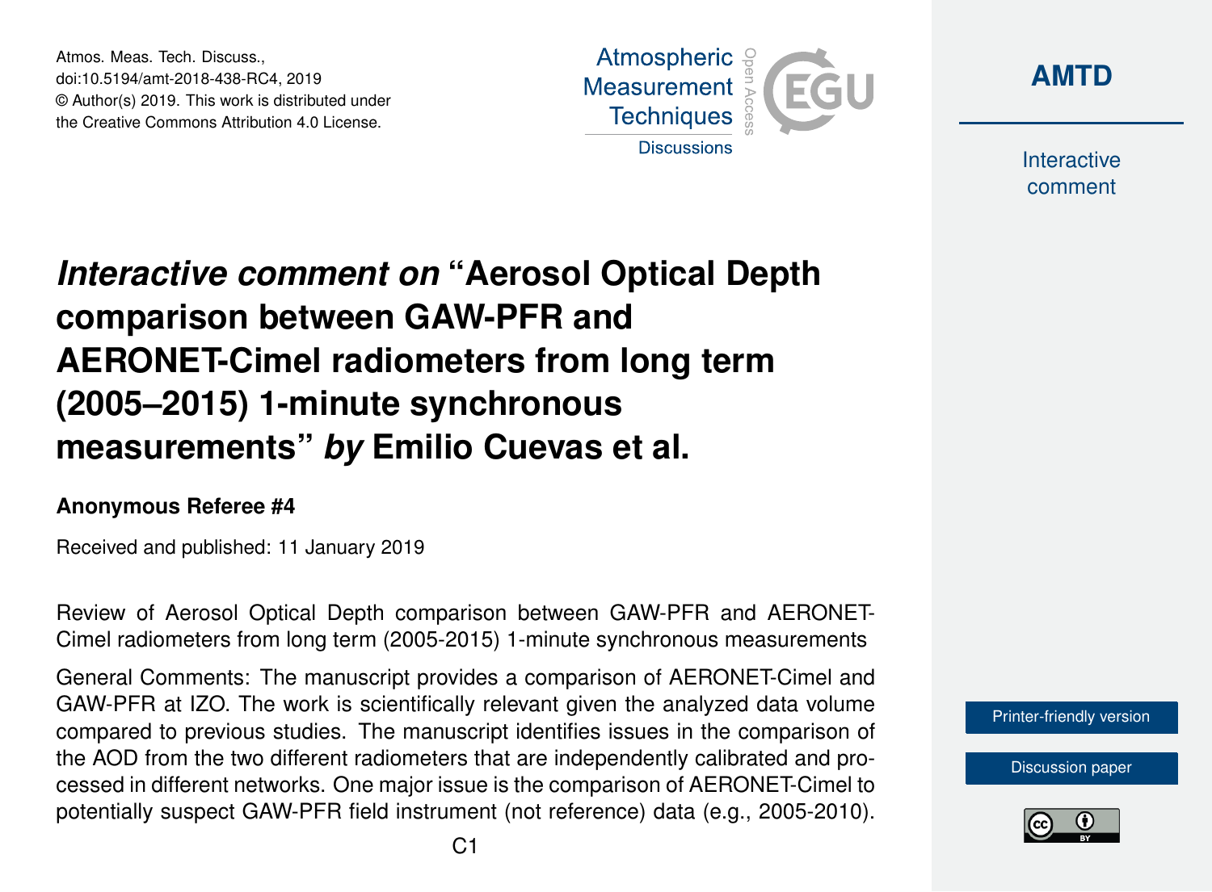# *Interactive comment on* "Aerosol Optical Depth comparison between GAW-PFR and AERONET-Cimel radiometers from long term (2005–2015) 1-minute synchronous measurements" *by* Emilio Cuevas et al.

**Anonymous Referee #4**

Received and published: 11 January 2019

Review of Aerosol Optical Depth comparison between GAW-PFR and AERONET-Cimel radiometers from long term (2005-2015) 1-minute synchronous measurements

General Comments: The manuscript provides a comparison of AERONET-Cimel and GAW-PFR at IZO. The work is scientifically relevant given the analyzed data volume compared to previous studies. The manuscript identifies issues in the comparison of the AOD from the two different radiometers that are independently calibrated and processed in different networks. One major issue is the comparison of AERONET-Cimel to potentially suspect GAW-PFR field instrument (not reference) data (e.g., 2005-2010).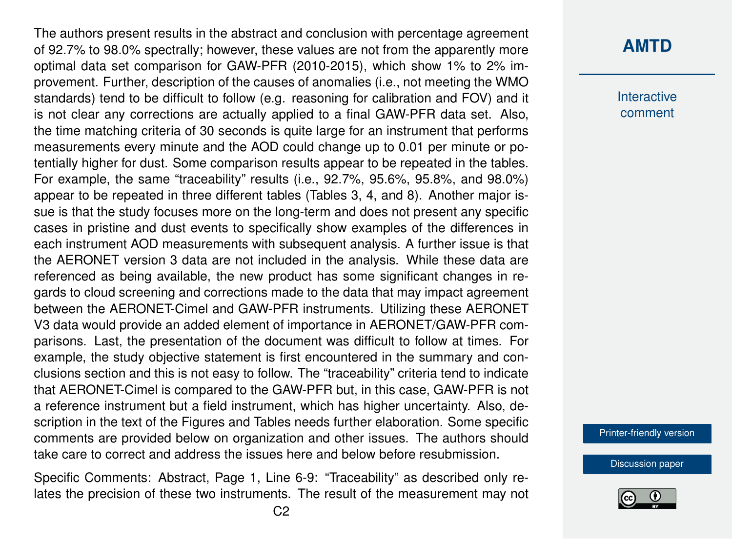The authors present results in the abstract and conclusion with percentage agreement of 92.7% to 98.0% spectrally; however, these values are not from the apparently more optimal data set comparison for GAW-PFR (2010-2015), which show 1% to 2% improvement. Further, description of the causes of anomalies (i.e., not meeting the WMO standards) tend to be difficult to follow (e.g. reasoning for calibration and FOV) and it is not clear any corrections are actually applied to a final GAW-PFR data set. Also, the time matching criteria of 30 seconds is quite large for an instrument that performs measurements every minute and the AOD could change up to 0.01 per minute or potentially higher for dust. Some comparison results appear to be repeated in the tables. For example, the same "traceability" results (i.e., 92.7%, 95.6%, 95.8%, and 98.0%) appear to be repeated in three different tables (Tables 3, 4, and 8). Another major issue is that the study focuses more on the long-term and does not present any specific cases in pristine and dust events to specifically show examples of the differences in each instrument AOD measurements with subsequent analysis. A further issue is that the AERONET version 3 data are not included in the analysis. While these data are referenced as being available, the new product has some significant changes in regards to cloud screening and corrections made to the data that may impact agreement between the AERONET-Cimel and GAW-PFR instruments. Utilizing these AERONET V3 data would provide an added element of importance in AERONET/GAW-PFR comparisons. Last, the presentation of the document was difficult to follow at times. For example, the study objective statement is first encountered in the summary and conclusions section and this is not easy to follow. The "traceability" criteria tend to indicate that AERONET-Cimel is compared to the GAW-PFR but, in this case, GAW-PFR is not a reference instrument but a field instrument, which has higher uncertainty. Also, description in the text of the Figures and Tables needs further elaboration. Some specific comments are provided below on organization and other issues. The authors should take care to correct and address the issues here and below before resubmission.

Specific Comments: Abstract, Page 1, Line 6-9: "Traceability" as described only relates the precision of these two instruments. The result of the measurement may not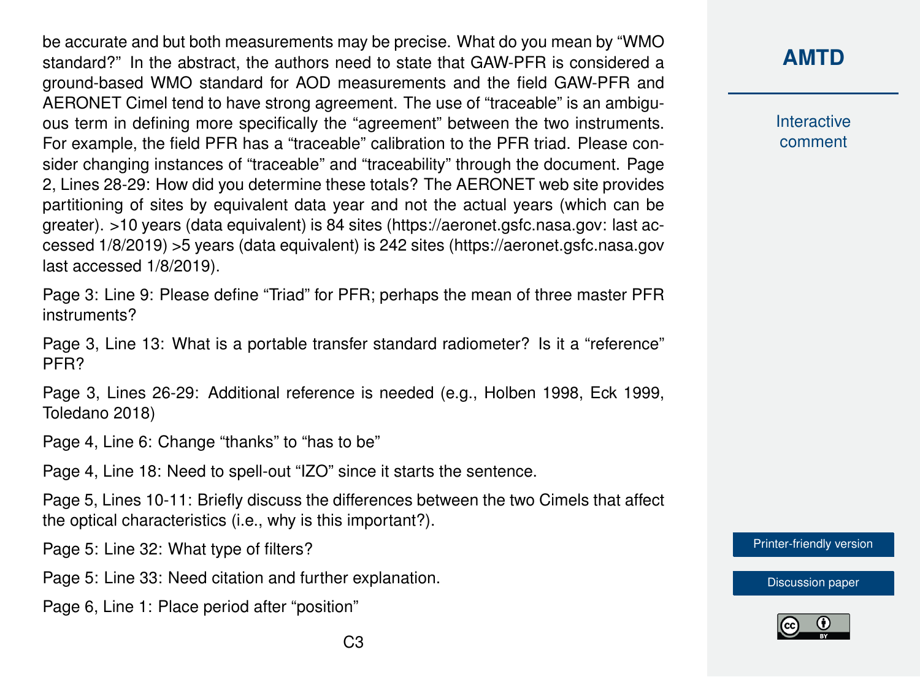be accurate and but both measurements may be precise. What do you mean by "WMO standard?" In the abstract, the authors need to state that GAW-PFR is considered a ground-based WMO standard for AOD measurements and the field GAW-PFR and AERONET Cimel tend to have strong agreement. The use of "traceable" is an ambiguous term in defining more specifically the "agreement" between the two instruments. For example, the field PFR has a "traceable" calibration to the PFR triad. Please consider changing instances of "traceable" and "traceability" through the document. Page 2, Lines 28-29: How did you determine these totals? The AERONET web site provides partitioning of sites by equivalent data year and not the actual years (which can be greater). >10 years (data equivalent) is 84 sites (https://aeronet.gsfc.nasa.gov: last accessed 1/8/2019) >5 years (data equivalent) is 242 sites (https://aeronet.gsfc.nasa.gov last accessed 1/8/2019).

Page 3: Line 9: Please define "Triad" for PFR; perhaps the mean of three master PFR instruments?

Page 3, Line 13: What is a portable transfer standard radiometer? Is it a "reference" PFR?

Page 3, Lines 26-29: Additional reference is needed (e.g., Holben 1998, Eck 1999, Toledano 2018)

Page 4, Line 6: Change "thanks" to "has to be"

Page 4, Line 18: Need to spell-out "IZO" since it starts the sentence.

Page 5, Lines 10-11: Briefly discuss the differences between the two Cimels that affect the optical characteristics (i.e., why is this important?).

Page 5: Line 32: What type of filters?

Page 5: Line 33: Need citation and further explanation.

Page 6, Line 1: Place period after "position"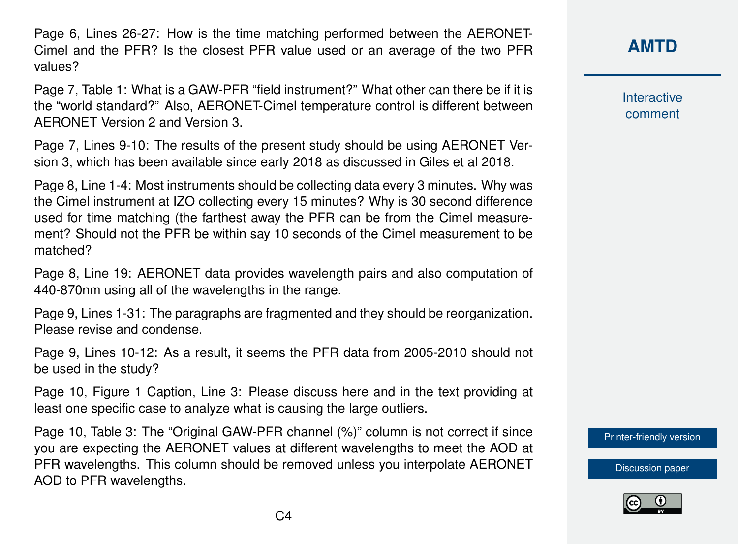Page 6, Lines 26-27: How is the time matching performed between the AERONET-Cimel and the PFR? Is the closest PFR value used or an average of the two PFR values?

Page 7, Table 1: What is a GAW-PFR "field instrument?" What other can there be if it is the "world standard?" Also, AERONET-Cimel temperature control is different between AERONET Version 2 and Version 3.

Page 7, Lines 9-10: The results of the present study should be using AERONET Version 3, which has been available since early 2018 as discussed in Giles et al 2018.

Page 8, Line 1-4: Most instruments should be collecting data every 3 minutes. Why was the Cimel instrument at IZO collecting every 15 minutes? Why is 30 second difference used for time matching (the farthest away the PFR can be from the Cimel measurement? Should not the PFR be within say 10 seconds of the Cimel measurement to be matched?

Page 8, Line 19: AERONET data provides wavelength pairs and also computation of 440-870nm using all of the wavelengths in the range.

Page 9, Lines 1-31: The paragraphs are fragmented and they should be reorganization. Please revise and condense.

Page 9, Lines 10-12: As a result, it seems the PFR data from 2005-2010 should not be used in the study?

Page 10, Figure 1 Caption, Line 3: Please discuss here and in the text providing at least one specific case to analyze what is causing the large outliers.

Page 10, Table 3: The "Original GAW-PFR channel (%)" column is not correct if since you are expecting the AERONET values at different wavelengths to meet the AOD at PFR wavelengths. This column should be removed unless you interpolate AERONET AOD to PFR wavelengths.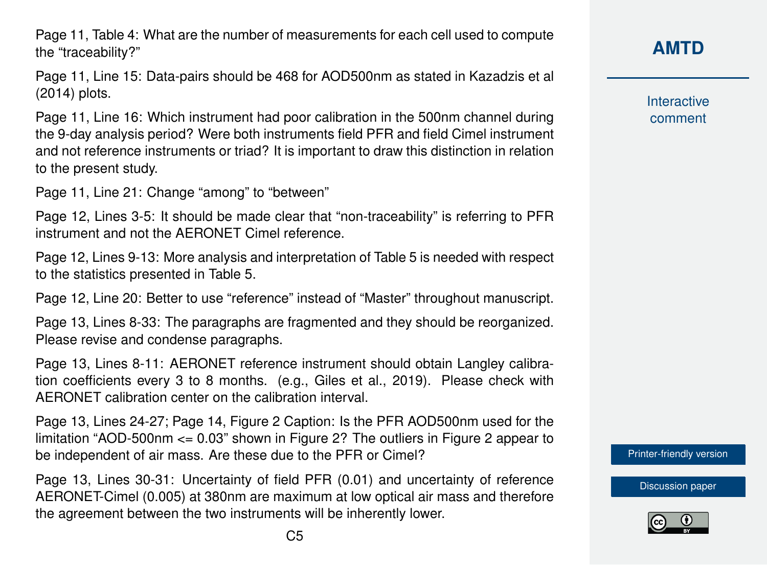Page 11, Table 4: What are the number of measurements for each cell used to compute the "traceability?"

Page 11, Line 15: Data-pairs should be 468 for AOD500nm as stated in Kazadzis et al (2014) plots.

Page 11, Line 16: Which instrument had poor calibration in the 500nm channel during the 9-day analysis period? Were both instruments field PFR and field Cimel instrument and not reference instruments or triad? It is important to draw this distinction in relation to the present study.

Page 11, Line 21: Change "among" to "between"

Page 12, Lines 3-5: It should be made clear that "non-traceability" is referring to PFR instrument and not the AERONET Cimel reference.

Page 12, Lines 9-13: More analysis and interpretation of Table 5 is needed with respect to the statistics presented in Table 5.

Page 12, Line 20: Better to use "reference" instead of "Master" throughout manuscript.

Page 13, Lines 8-33: The paragraphs are fragmented and they should be reorganized. Please revise and condense paragraphs.

Page 13, Lines 8-11: AERONET reference instrument should obtain Langley calibration coefficients every 3 to 8 months. (e.g., Giles et al., 2019). Please check with AERONET calibration center on the calibration interval.

Page 13, Lines 24-27; Page 14, Figure 2 Caption: Is the PFR AOD500nm used for the limitation "AOD-500nm <= 0.03" shown in Figure 2? The outliers in Figure 2 appear to be independent of air mass. Are these due to the PFR or Cimel?

Page 13, Lines 30-31: Uncertainty of field PFR (0.01) and uncertainty of reference AERONET-Cimel (0.005) at 380nm are maximum at low optical air mass and therefore the agreement between the two instruments will be inherently lower.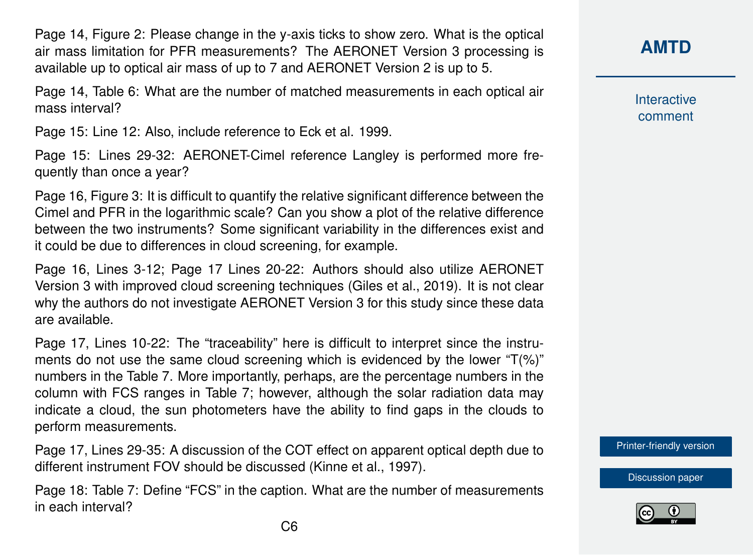Page 14, Figure 2: Please change in the y-axis ticks to show zero. What is the optical air mass limitation for PFR measurements? The AERONET Version 3 processing is available up to optical air mass of up to 7 and AERONET Version 2 is up to 5.

Page 14, Table 6: What are the number of matched measurements in each optical air mass interval?

Page 15: Line 12: Also, include reference to Eck et al. 1999.

Page 15: Lines 29-32: AERONET-Cimel reference Langley is performed more frequently than once a year?

Page 16, Figure 3: It is difficult to quantify the relative significant difference between the Cimel and PFR in the logarithmic scale? Can you show a plot of the relative difference between the two instruments? Some significant variability in the differences exist and it could be due to differences in cloud screening, for example.

Page 16, Lines 3-12; Page 17 Lines 20-22: Authors should also utilize AERONET Version 3 with improved cloud screening techniques (Giles et al., 2019). It is not clear why the authors do not investigate AERONET Version 3 for this study since these data are available.

Page 17, Lines 10-22: The "traceability" here is difficult to interpret since the instruments do not use the same cloud screening which is evidenced by the lower "T(%)" numbers in the Table 7. More importantly, perhaps, are the percentage numbers in the column with FCS ranges in Table 7; however, although the solar radiation data may indicate a cloud, the sun photometers have the ability to find gaps in the clouds to perform measurements.

Page 17, Lines 29-35: A discussion of the COT effect on apparent optical depth due to different instrument FOV should be discussed (Kinne et al., 1997).

Page 18: Table 7: Define "FCS" in the caption. What are the number of measurements in each interval?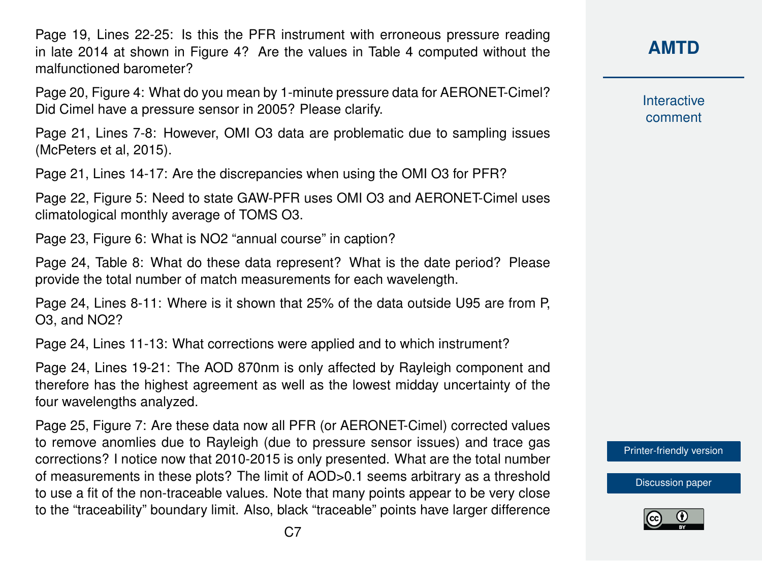Page 19, Lines 22-25: Is this the PFR instrument with erroneous pressure reading in late 2014 at shown in Figure 4? Are the values in Table 4 computed without the malfunctioned barometer?

Page 20, Figure 4: What do you mean by 1-minute pressure data for AERONET-Cimel? Did Cimel have a pressure sensor in 2005? Please clarify.

Page 21, Lines 7-8: However, OMI O3 data are problematic due to sampling issues (McPeters et al, 2015).

Page 21, Lines 14-17: Are the discrepancies when using the OMI O3 for PFR?

Page 22, Figure 5: Need to state GAW-PFR uses OMI O3 and AERONET-Cimel uses climatological monthly average of TOMS O3.

Page 23, Figure 6: What is NO2 "annual course" in caption?

Page 24, Table 8: What do these data represent? What is the date period? Please provide the total number of match measurements for each wavelength.

Page 24, Lines 8-11: Where is it shown that 25% of the data outside U95 are from P, O3, and NO2?

Page 24, Lines 11-13: What corrections were applied and to which instrument?

Page 24, Lines 19-21: The AOD 870nm is only affected by Rayleigh component and therefore has the highest agreement as well as the lowest midday uncertainty of the four wavelengths analyzed.

Page 25, Figure 7: Are these data now all PFR (or AERONET-Cimel) corrected values to remove anomlies due to Rayleigh (due to pressure sensor issues) and trace gas corrections? I notice now that 2010-2015 is only presented. What are the total number of measurements in these plots? The limit of AOD>0.1 seems arbitrary as a threshold to use a fit of the non-traceable values. Note that many points appear to be very close to the "traceability" boundary limit. Also, black "traceable" points have larger difference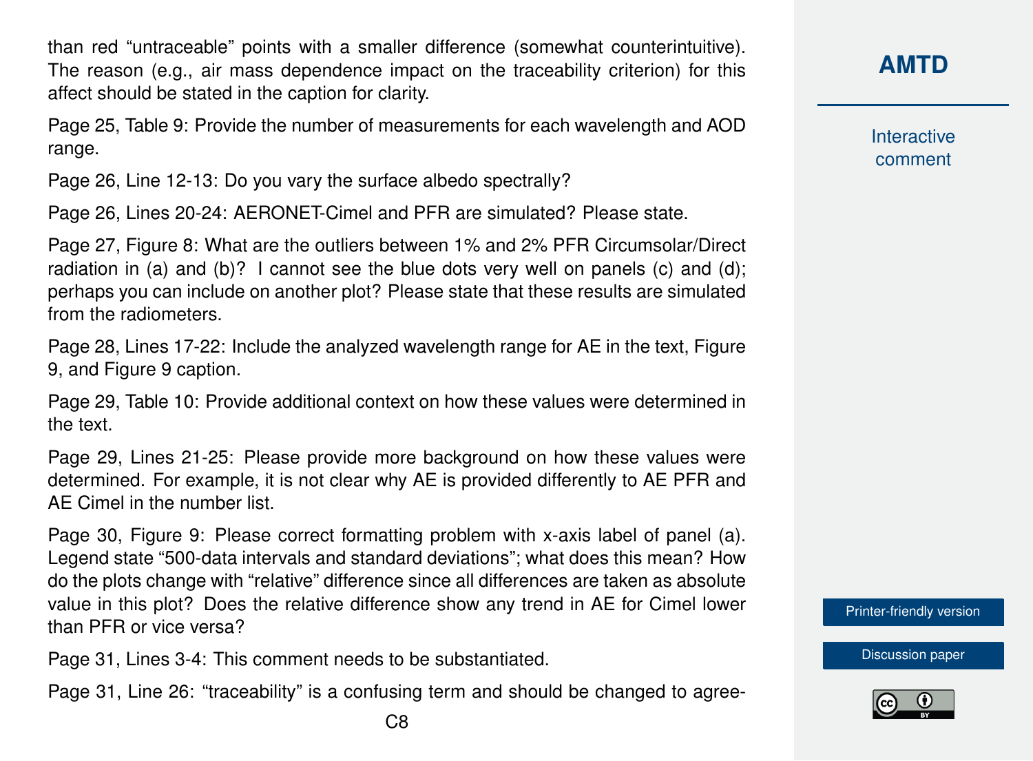than red "untraceable" points with a smaller difference (somewhat counterintuitive). The reason (e.g., air mass dependence impact on the traceability criterion) for this affect should be stated in the caption for clarity.

Page 25, Table 9: Provide the number of measurements for each wavelength and AOD range.

Page 26, Line 12-13: Do you vary the surface albedo spectrally?

Page 26, Lines 20-24: AERONET-Cimel and PFR are simulated? Please state.

Page 27, Figure 8: What are the outliers between 1% and 2% PFR Circumsolar/Direct radiation in (a) and (b)? I cannot see the blue dots very well on panels (c) and (d); perhaps you can include on another plot? Please state that these results are simulated from the radiometers.

Page 28, Lines 17-22: Include the analyzed wavelength range for AE in the text, Figure 9, and Figure 9 caption.

Page 29, Table 10: Provide additional context on how these values were determined in the text.

Page 29, Lines 21-25: Please provide more background on how these values were determined. For example, it is not clear why AE is provided differently to AE PFR and AE Cimel in the number list.

Page 30, Figure 9: Please correct formatting problem with x-axis label of panel (a). Legend state "500-data intervals and standard deviations"; what does this mean? How do the plots change with "relative" difference since all differences are taken as absolute value in this plot? Does the relative difference show any trend in AE for Cimel lower than PFR or vice versa?

Page 31, Lines 3-4: This comment needs to be substantiated.

Page 31, Line 26: "traceability" is a confusing term and should be changed to agree-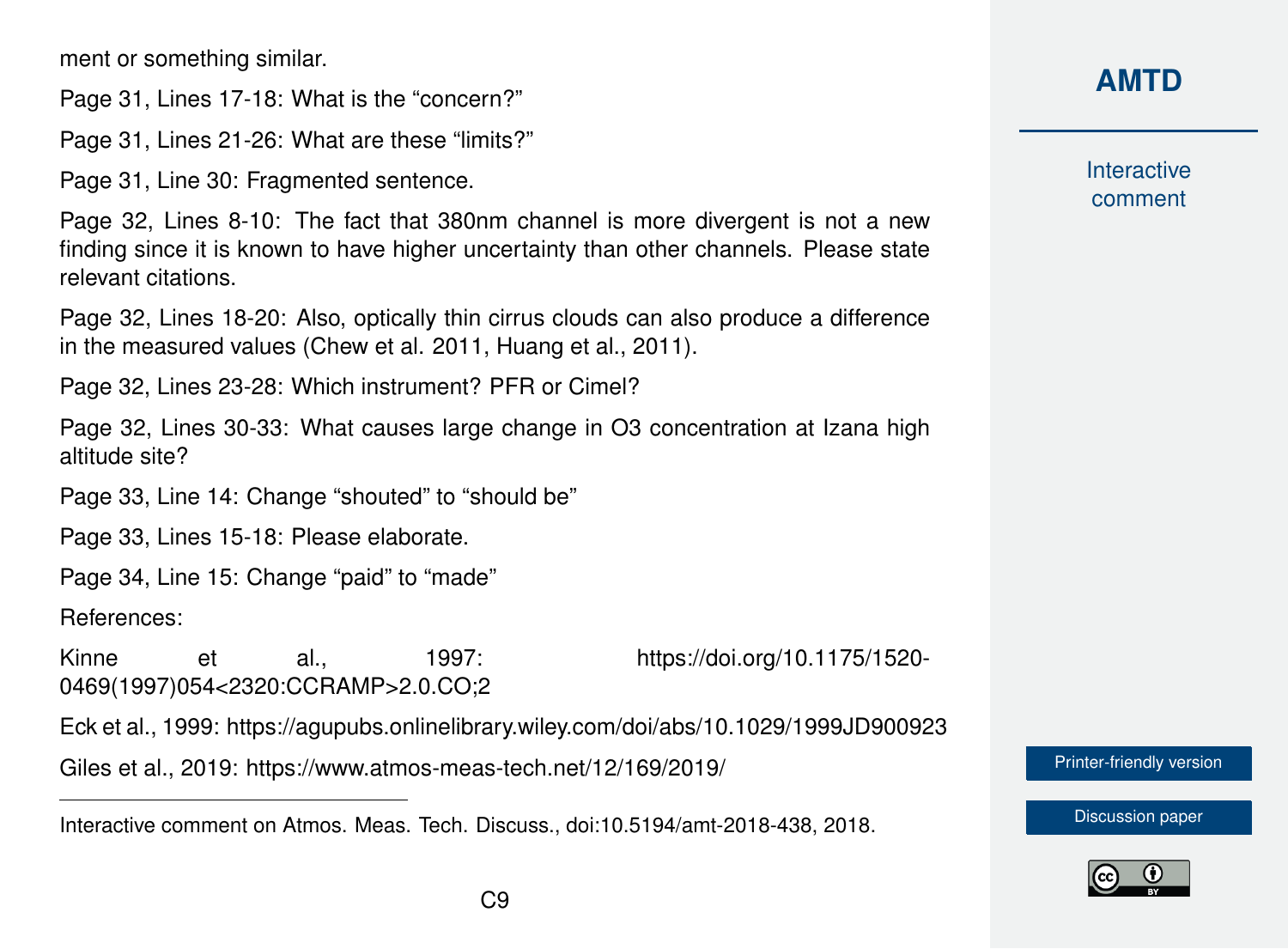ment or something similar.

Page 31, Lines 17-18: What is the "concern?"

Page 31, Lines 21-26: What are these "limits?"

Page 31, Line 30: Fragmented sentence.

Page 32, Lines 8-10: The fact that 380nm channel is more divergent is not a new finding since it is known to have higher uncertainty than other channels. Please state relevant citations.

Page 32, Lines 18-20: Also, optically thin cirrus clouds can also produce a difference in the measured values (Chew et al. 2011, Huang et al., 2011).

Page 32, Lines 23-28: Which instrument? PFR or Cimel?

Page 32, Lines 30-33: What causes large change in $O_3$ concentration at Izana high altitude site?

Page 33, Line 14: Change "shouted" to "should be"

Page 33, Lines 15-18: Please elaborate.

Page 34, Line 15: Change "paid" to "made"

References:

Kinne et al., 1997: https://doi.org/10.1175/1520-0469(1997)054<2320:CCRAMP>2.0.CO;2

Eck et al., 1999: https://agupubs.onlinelibrary.wiley.com/doi/abs/10.1029/1999JD900923

Giles et al., 2019: https://www.atmos-meas-tech.net/12/169/2019/

---

Interactive comment on Atmos. Meas. Tech. Discuss., doi:10.5194/amt-2018-438, 2018.